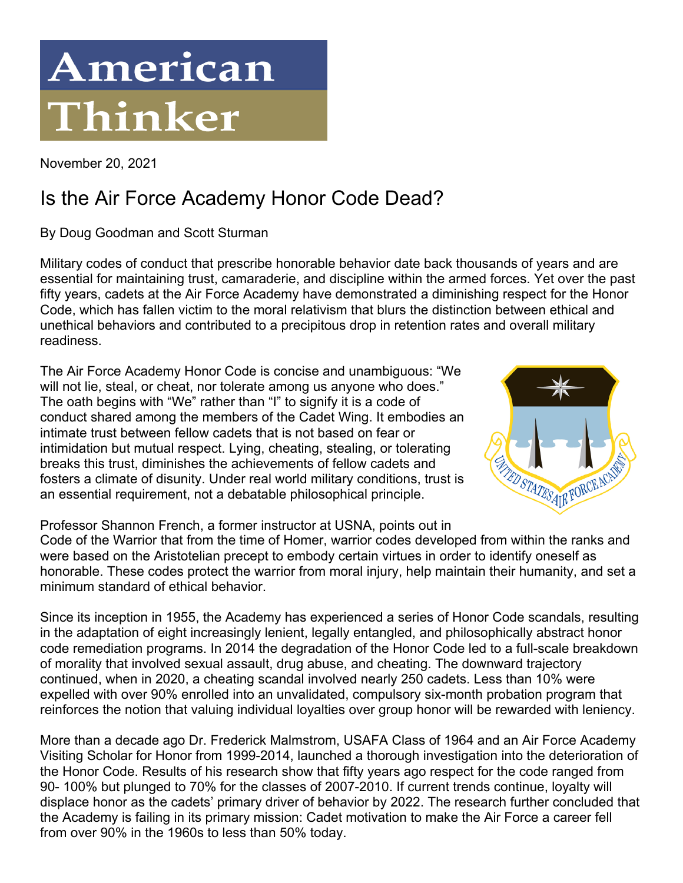# American Thinker

November 20, 2021

## Is the Air Force Academy Honor Code Dead?

By Doug Goodman and Scott Sturman

Military codes of conduct that prescribe honorable behavior date back thousands of years and are essential for maintaining trust, camaraderie, and discipline within the armed forces. Yet over the past fifty years, cadets at the Air Force Academy have demonstrated a diminishing respect for the Honor Code, which has fallen victim to the moral relativism that blurs the distinction between ethical and unethical behaviors and contributed to a precipitous drop in retention rates and overall military readiness.

The Air Force Academy Honor Code is concise and unambiguous: "We will not lie, steal, or cheat, nor tolerate among us anyone who does." The oath begins with "We" rather than "I" to signify it is a code of conduct shared among the members of the Cadet Wing. It embodies an intimate trust between fellow cadets that is not based on fear or intimidation but mutual respect. Lying, cheating, stealing, or tolerating breaks this trust, diminishes the achievements of fellow cadets and fosters a climate of disunity. Under real world military conditions, trust is an essential requirement, not a debatable philosophical principle.

Professor Shannon French, a former instructor at USNA, points out in Code of the Warrior that from the time of Homer, warrior codes developed from within the ranks and were based on the Aristotelian precept to embody certain virtues in order to identify oneself as honorable. These codes protect the warrior from moral injury, help maintain their humanity, and set a minimum standard of ethical behavior.

Since its inception in 1955, the Academy has experienced a series of Honor Code scandals, resulting in the adaptation of eight increasingly lenient, legally entangled, and philosophically abstract honor code remediation programs. In 2014 the degradation of the Honor Code led to a full-scale breakdown of morality that involved sexual assault, drug abuse, and cheating. The downward trajectory continued, when in 2020, a cheating scandal involved nearly 250 cadets. Less than 10% were expelled with over 90% enrolled into an unvalidated, compulsory six-month probation program that reinforces the notion that valuing individual loyalties over group honor will be rewarded with leniency.

More than a decade ago Dr. Frederick Malmstrom, USAFA Class of 1964 and an Air Force Academy Visiting Scholar for Honor from 1999-2014, launched a thorough investigation into the deterioration of the Honor Code. Results of his research show that fifty years ago respect for the code ranged from 90- 100% but plunged to 70% for the classes of 2007-2010. If current trends continue, loyalty will displace honor as the cadets' primary driver of behavior by 2022. The research further concluded that the Academy is failing in its primary mission: Cadet motivation to make the Air Force a career fell from over 90% in the 1960s to less than 50% today.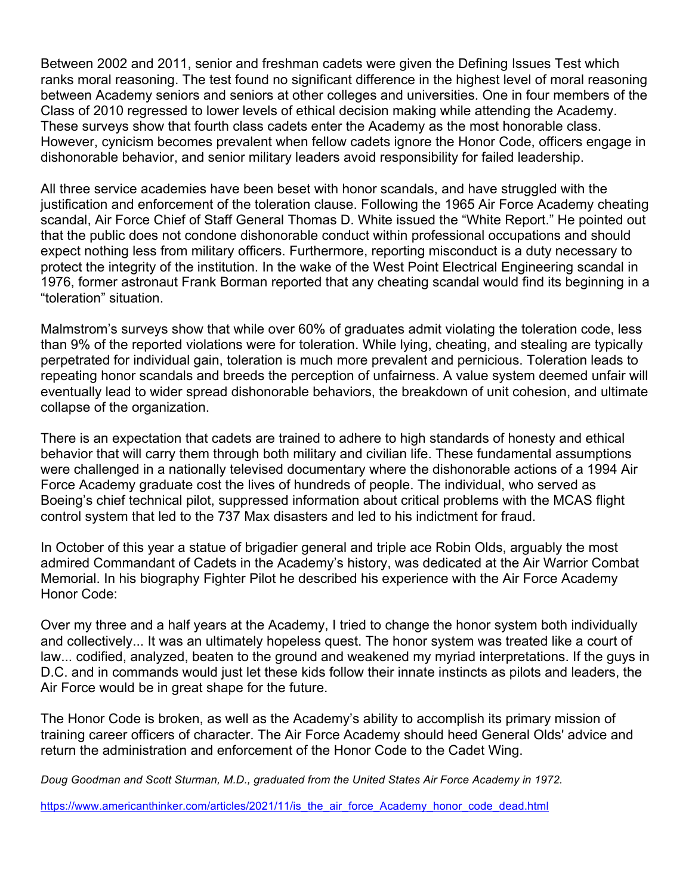Between 2002 and 2011, senior and freshman cadets were given the Defining Issues Test which ranks moral reasoning. The test found no significant difference in the highest level of moral reasoning between Academy seniors and seniors at other colleges and universities. One in four members of the Class of 2010 regressed to lower levels of ethical decision making while attending the Academy. These surveys show that fourth class cadets enter the Academy as the most honorable class. However, cynicism becomes prevalent when fellow cadets ignore the Honor Code, officers engage in dishonorable behavior, and senior military leaders avoid responsibility for failed leadership.

All three service academies have been beset with honor scandals, and have struggled with the justification and enforcement of the toleration clause. Following the 1965 Air Force Academy cheating scandal, Air Force Chief of Staff General Thomas D. White issued the "White Report." He pointed out that the public does not condone dishonorable conduct within professional occupations and should expect nothing less from military officers. Furthermore, reporting misconduct is a duty necessary to protect the integrity of the institution. In the wake of the West Point Electrical Engineering scandal in 1976, former astronaut Frank Borman reported that any cheating scandal would find its beginning in a "toleration" situation.

Malmstrom's surveys show that while over 60% of graduates admit violating the toleration code, less than 9% of the reported violations were for toleration. While lying, cheating, and stealing are typically perpetrated for individual gain, toleration is much more prevalent and pernicious. Toleration leads to repeating honor scandals and breeds the perception of unfairness. A value system deemed unfair will eventually lead to wider spread dishonorable behaviors, the breakdown of unit cohesion, and ultimate collapse of the organization.

There is an expectation that cadets are trained to adhere to high standards of honesty and ethical behavior that will carry them through both military and civilian life. These fundamental assumptions were challenged in a nationally televised documentary where the dishonorable actions of a 1994 Air Force Academy graduate cost the lives of hundreds of people. The individual, who served as Boeing's chief technical pilot, suppressed information about critical problems with the MCAS flight control system that led to the 737 Max disasters and led to his indictment for fraud.

In October of this year a statue of brigadier general and triple ace Robin Olds, arguably the most admired Commandant of Cadets in the Academy's history, was dedicated at the Air Warrior Combat Memorial. In his biography Fighter Pilot he described his experience with the Air Force Academy Honor Code:

Over my three and a half years at the Academy, I tried to change the honor system both individually and collectively... It was an ultimately hopeless quest. The honor system was treated like a court of law... codified, analyzed, beaten to the ground and weakened my myriad interpretations. If the guys in D.C. and in commands would just let these kids follow their innate instincts as pilots and leaders, the Air Force would be in great shape for the future.

The Honor Code is broken, as well as the Academy's ability to accomplish its primary mission of training career officers of character. The Air Force Academy should heed General Olds' advice and return the administration and enforcement of the Honor Code to the Cadet Wing.

*Doug Goodman and Scott Sturman, M.D., graduated from the United States Air Force Academy in 1972.*

https://www.americanthinker.com/articles/2021/11/is_the_air_force_Academy_honor_code_dead.html